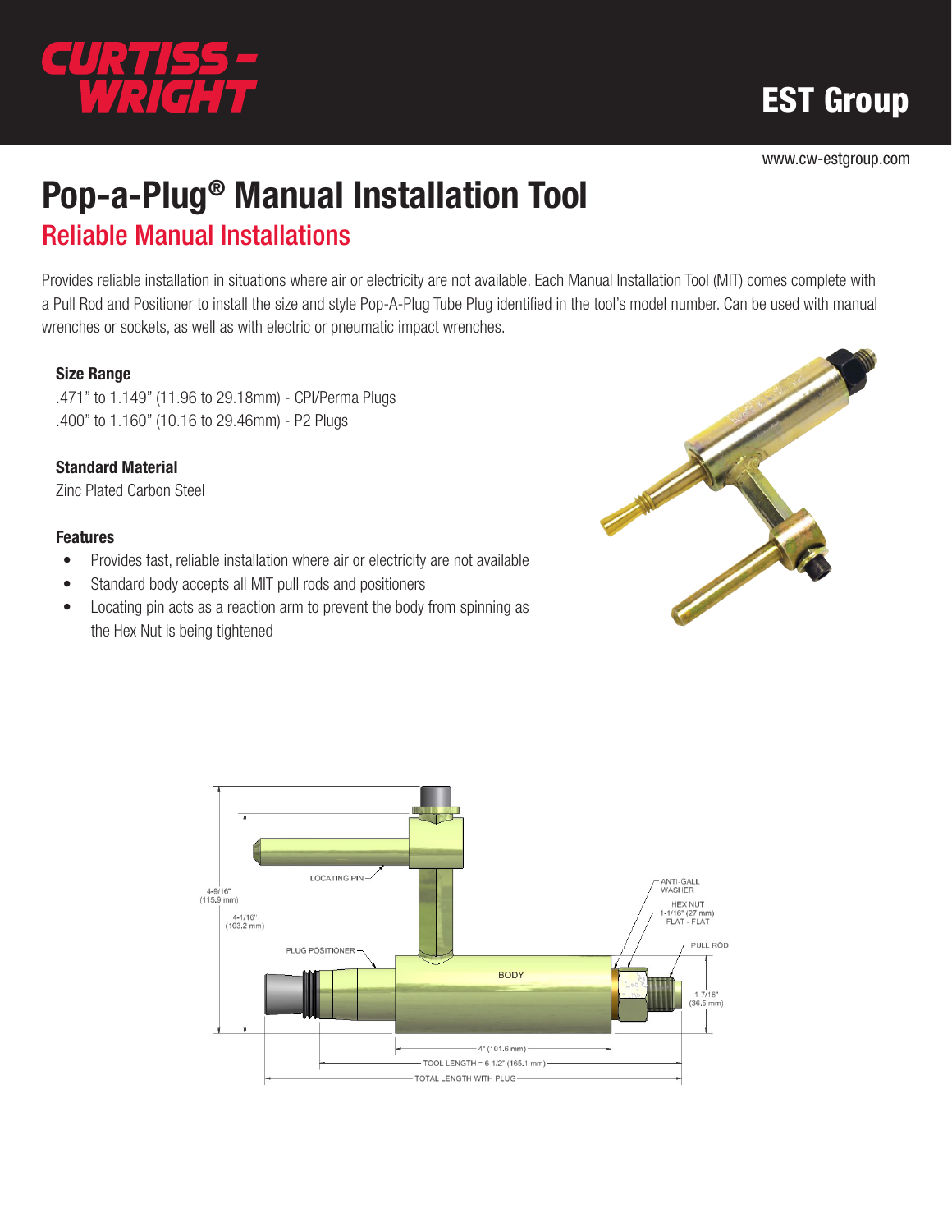CURTISS-WRIGHT

EST Group

www.cw-estgroup.com

# Pop-a-Plug® Manual Installation Tool

## Reliable Manual Installations

Provides reliable installation in situations where air or electricity are not available. Each Manual Installation Tool (MIT) comes complete with a Pull Rod and Positioner to install the size and style Pop-A-Plug Tube Plug identified in the tool's model number. Can be used with manual wrenches or sockets, as well as with electric or pneumatic impact wrenches.

### Size Range

.471" to 1.149" (11.96 to 29.18mm) - CPI/Perma Plugs
.400" to 1.160" (10.16 to 29.46mm) - P2 Plugs

### Standard Material

Zinc Plated Carbon Steel

### Features

- Provides fast, reliable installation where air or electricity are not available
- Standard body accepts all MIT pull rods and positioners
- Locating pin acts as a reaction arm to prevent the body from spinning as the Hex Nut is being tightened

LOCATING PIN

PLUG POSITIONER

BODY

ANTI-GALL WASHER

HEX NUT 1-1/16" (27 mm) FLAT - FLAT

PULL ROD

4-9/16" (115.9 mm)

4-1/16" (103.2 mm)

1-7/16" (36.5 mm)

4" (101.6 mm)

TOOL LENGTH = 6-1/2" (165.1 mm)

TOTAL LENGTH WITH PLUG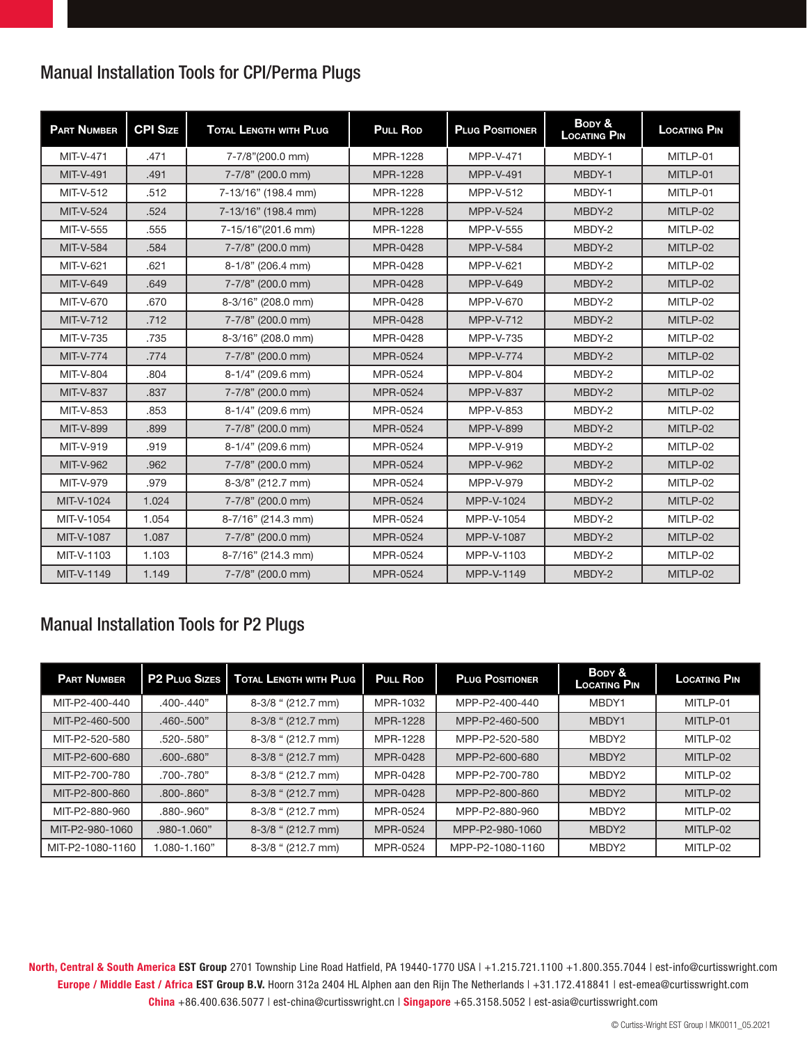## Manual Installation Tools for CPI/Perma Plugs

| Part Number | CPI Size | Total Length with Plug | Pull Rod | Plug Positioner | Body & Locating Pin | Locating Pin |
|---|---|---|---|---|---|---|
| MIT-V-471 | .471 | 7-7/8"(200.0 mm) | MPR-1228 | MPP-V-471 | MBDY-1 | MITLP-01 |
| MIT-V-491 | .491 | 7-7/8" (200.0 mm) | MPR-1228 | MPP-V-491 | MBDY-1 | MITLP-01 |
| MIT-V-512 | .512 | 7-13/16" (198.4 mm) | MPR-1228 | MPP-V-512 | MBDY-1 | MITLP-01 |
| MIT-V-524 | .524 | 7-13/16" (198.4 mm) | MPR-1228 | MPP-V-524 | MBDY-2 | MITLP-02 |
| MIT-V-555 | .555 | 7-15/16"(201.6 mm) | MPR-1228 | MPP-V-555 | MBDY-2 | MITLP-02 |
| MIT-V-584 | .584 | 7-7/8" (200.0 mm) | MPR-0428 | MPP-V-584 | MBDY-2 | MITLP-02 |
| MIT-V-621 | .621 | 8-1/8" (206.4 mm) | MPR-0428 | MPP-V-621 | MBDY-2 | MITLP-02 |
| MIT-V-649 | .649 | 7-7/8" (200.0 mm) | MPR-0428 | MPP-V-649 | MBDY-2 | MITLP-02 |
| MIT-V-670 | .670 | 8-3/16" (208.0 mm) | MPR-0428 | MPP-V-670 | MBDY-2 | MITLP-02 |
| MIT-V-712 | .712 | 7-7/8" (200.0 mm) | MPR-0428 | MPP-V-712 | MBDY-2 | MITLP-02 |
| MIT-V-735 | .735 | 8-3/16" (208.0 mm) | MPR-0428 | MPP-V-735 | MBDY-2 | MITLP-02 |
| MIT-V-774 | .774 | 7-7/8" (200.0 mm) | MPR-0524 | MPP-V-774 | MBDY-2 | MITLP-02 |
| MIT-V-804 | .804 | 8-1/4" (209.6 mm) | MPR-0524 | MPP-V-804 | MBDY-2 | MITLP-02 |
| MIT-V-837 | .837 | 7-7/8" (200.0 mm) | MPR-0524 | MPP-V-837 | MBDY-2 | MITLP-02 |
| MIT-V-853 | .853 | 8-1/4" (209.6 mm) | MPR-0524 | MPP-V-853 | MBDY-2 | MITLP-02 |
| MIT-V-899 | .899 | 7-7/8" (200.0 mm) | MPR-0524 | MPP-V-899 | MBDY-2 | MITLP-02 |
| MIT-V-919 | .919 | 8-1/4" (209.6 mm) | MPR-0524 | MPP-V-919 | MBDY-2 | MITLP-02 |
| MIT-V-962 | .962 | 7-7/8" (200.0 mm) | MPR-0524 | MPP-V-962 | MBDY-2 | MITLP-02 |
| MIT-V-979 | .979 | 8-3/8" (212.7 mm) | MPR-0524 | MPP-V-979 | MBDY-2 | MITLP-02 |
| MIT-V-1024 | 1.024 | 7-7/8" (200.0 mm) | MPR-0524 | MPP-V-1024 | MBDY-2 | MITLP-02 |
| MIT-V-1054 | 1.054 | 8-7/16" (214.3 mm) | MPR-0524 | MPP-V-1054 | MBDY-2 | MITLP-02 |
| MIT-V-1087 | 1.087 | 7-7/8" (200.0 mm) | MPR-0524 | MPP-V-1087 | MBDY-2 | MITLP-02 |
| MIT-V-1103 | 1.103 | 8-7/16" (214.3 mm) | MPR-0524 | MPP-V-1103 | MBDY-2 | MITLP-02 |
| MIT-V-1149 | 1.149 | 7-7/8" (200.0 mm) | MPR-0524 | MPP-V-1149 | MBDY-2 | MITLP-02 |

## Manual Installation Tools for P2 Plugs

| Part Number | P2 Plug Sizes | Total Length with Plug | Pull Rod | Plug Positioner | Body & Locating Pin | Locating Pin |
|---|---|---|---|---|---|---|
| MIT-P2-400-440 | .400-.440" | 8-3/8 " (212.7 mm) | MPR-1032 | MPP-P2-400-440 | MBDY1 | MITLP-01 |
| MIT-P2-460-500 | .460-.500" | 8-3/8 " (212.7 mm) | MPR-1228 | MPP-P2-460-500 | MBDY1 | MITLP-01 |
| MIT-P2-520-580 | .520-.580" | 8-3/8 " (212.7 mm) | MPR-1228 | MPP-P2-520-580 | MBDY2 | MITLP-02 |
| MIT-P2-600-680 | .600-.680" | 8-3/8 " (212.7 mm) | MPR-0428 | MPP-P2-600-680 | MBDY2 | MITLP-02 |
| MIT-P2-700-780 | .700-.780" | 8-3/8 " (212.7 mm) | MPR-0428 | MPP-P2-700-780 | MBDY2 | MITLP-02 |
| MIT-P2-800-860 | .800-.860" | 8-3/8 " (212.7 mm) | MPR-0428 | MPP-P2-800-860 | MBDY2 | MITLP-02 |
| MIT-P2-880-960 | .880-.960" | 8-3/8 " (212.7 mm) | MPR-0524 | MPP-P2-880-960 | MBDY2 | MITLP-02 |
| MIT-P2-980-1060 | .980-1.060" | 8-3/8 " (212.7 mm) | MPR-0524 | MPP-P2-980-1060 | MBDY2 | MITLP-02 |
| MIT-P2-1080-1160 | 1.080-1.160" | 8-3/8 " (212.7 mm) | MPR-0524 | MPP-P2-1080-1160 | MBDY2 | MITLP-02 |

**North, Central & South America** **EST Group** 2701 Township Line Road Hatfield, PA 19440-1770 USA | +1.215.721.1100 +1.800.355.7044 | est-info@curtisswright.com
**Europe / Middle East / Africa** **EST Group B.V.** Hoorn 312a 2404 HL Alphen aan den Rijn The Netherlands | +31.172.418841 | est-emea@curtisswright.com
**China** +86.400.636.5077 | est-china@curtisswright.cn | **Singapore** +65.3158.5052 | est-asia@curtisswright.com

© Curtiss-Wright EST Group | MK0011_05.2021